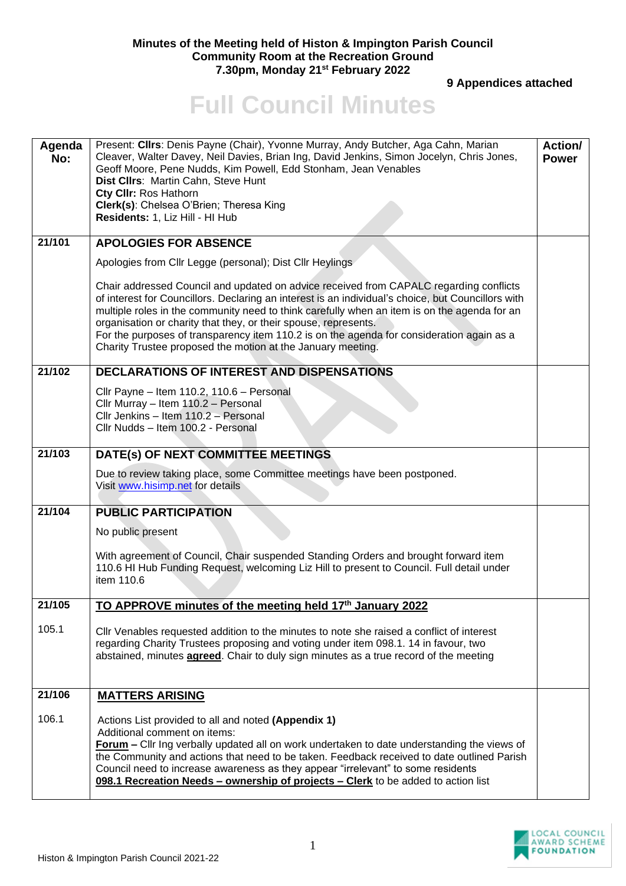**Minutes of the Meeting held of Histon & Impington Parish Council**
**Community Room at the Recreation Ground**
**7.30pm, Monday 21st February 2022**

**9 Appendices attached**

# Full Council Minutes

| Agenda No: | Present: **Cllrs**: Denis Payne (Chair), Yvonne Murray, Andy Butcher, Aga Cahn, Marian Cleaver, Walter Davey, Neil Davies, Brian Ing, David Jenkins, Simon Jocelyn, Chris Jones, Geoff Moore, Pene Nudds, Kim Powell, Edd Stonham, Jean Venables<br>**Dist Cllrs**: Martin Cahn, Steve Hunt<br>**Cty Cllr:** Ros Hathorn<br>**Clerk(s)**: Chelsea O'Brien; Theresa King<br>**Residents:** 1, Liz Hill - HI Hub | **Action/ Power** |
|---|---|---|
| **21/101** | **APOLOGIES FOR ABSENCE**<br>Apologies from Cllr Legge (personal); Dist Cllr Heylings<br>Chair addressed Council and updated on advice received from CAPALC regarding conflicts of interest for Councillors. Declaring an interest is an individual's choice, but Councillors with multiple roles in the community need to think carefully when an item is on the agenda for an organisation or charity that they, or their spouse, represents.<br>For the purposes of transparency item 110.2 is on the agenda for consideration again as a Charity Trustee proposed the motion at the January meeting. | |
| **21/102** | **DECLARATIONS OF INTEREST AND DISPENSATIONS**<br>Cllr Payne – Item 110.2, 110.6 – Personal<br>Cllr Murray – Item 110.2 – Personal<br>Cllr Jenkins – Item 110.2 – Personal<br>Cllr Nudds – Item 100.2 - Personal | |
| **21/103** | **DATE(s) OF NEXT COMMITTEE MEETINGS**<br>Due to review taking place, some Committee meetings have been postponed. Visit www.hisimp.net for details | |
| **21/104** | **PUBLIC PARTICIPATION**<br>No public present<br>With agreement of Council, Chair suspended Standing Orders and brought forward item 110.6 HI Hub Funding Request, welcoming Liz Hill to present to Council. Full detail under item 110.6 | |
| **21/105** | **TO APPROVE minutes of the meeting held 17th January 2022** | |
| 105.1 | Cllr Venables requested addition to the minutes to note she raised a conflict of interest regarding Charity Trustees proposing and voting under item 098.1. 14 in favour, two abstained, minutes **agreed**. Chair to duly sign minutes as a true record of the meeting | |
| **21/106** | **MATTERS ARISING** | |
| 106.1 | Actions List provided to all and noted **(Appendix 1)**<br>Additional comment on items:<br>**Forum –** Cllr Ing verbally updated all on work undertaken to date understanding the views of the Community and actions that need to be taken. Feedback received to date outlined Parish Council need to increase awareness as they appear "irrelevant" to some residents<br>**098.1 Recreation Needs – ownership of projects – Clerk** to be added to action list | |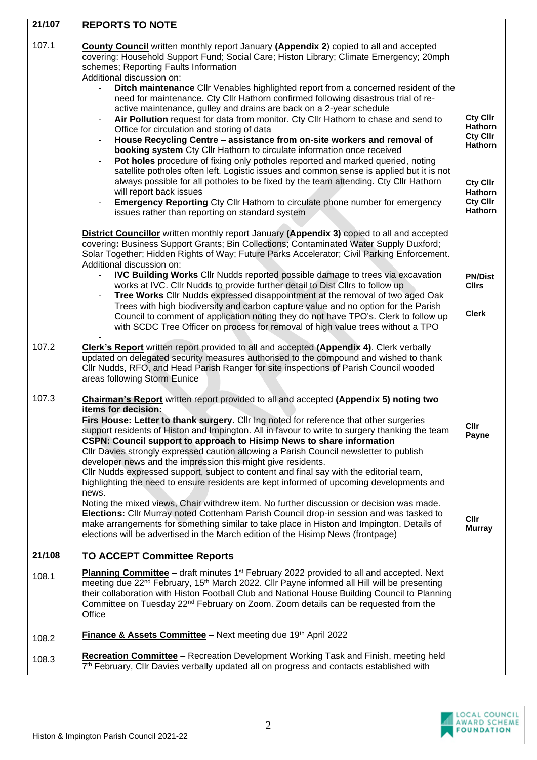| | | |
|---|---|---|
| **21/107** | **REPORTS TO NOTE** | |
| 107.1 | **County Council** written monthly report January **(Appendix 2**) copied to all and accepted covering: Household Support Fund; Social Care; Histon Library; Climate Emergency; 20mph schemes; Reporting Faults Information<br>Additional discussion on:<br>- **Ditch maintenance** Cllr Venables highlighted report from a concerned resident of the need for maintenance. Cty Cllr Hathorn confirmed following disastrous trial of re-active maintenance, gulley and drains are back on a 2-year schedule<br>- **Air Pollution** request for data from monitor. Cty Cllr Hathorn to chase and send to Office for circulation and storing of data<br>- **House Recycling Centre – assistance from on-site workers and removal of booking system** Cty Cllr Hathorn to circulate information once received<br>- **Pot holes** procedure of fixing only potholes reported and marked queried, noting satellite potholes often left. Logistic issues and common sense is applied but it is not always possible for all potholes to be fixed by the team attending. Cty Cllr Hathorn will report back issues<br>- **Emergency Reporting** Cty Cllr Hathorn to circulate phone number for emergency issues rather than reporting on standard system | **Cty Cllr Hathorn**<br>**Cty Cllr Hathorn**<br><br>**Cty Cllr Hathorn**<br>**Cty Cllr Hathorn** |
| | **District Councillor** written monthly report January **(Appendix 3)** copied to all and accepted covering**:** Business Support Grants; Bin Collections; Contaminated Water Supply Duxford; Solar Together; Hidden Rights of Way; Future Parks Accelerator; Civil Parking Enforcement.<br>Additional discussion on:<br>- **IVC Building Works** Cllr Nudds reported possible damage to trees via excavation works at IVC. Cllr Nudds to provide further detail to Dist Cllrs to follow up<br>- **Tree Works** Cllr Nudds expressed disappointment at the removal of two aged Oak Trees with high biodiversity and carbon capture value and no option for the Parish Council to comment of application noting they do not have TPO's. Clerk to follow up with SCDC Tree Officer on process for removal of high value trees without a TPO<br>- | **PN/Dist Cllrs**<br><br>**Clerk** |
| 107.2 | **Clerk's Report** written report provided to all and accepted **(Appendix 4)**. Clerk verbally updated on delegated security measures authorised to the compound and wished to thank Cllr Nudds, RFO, and Head Parish Ranger for site inspections of Parish Council wooded areas following Storm Eunice | |
| 107.3 | **Chairman's Report** written report provided to all and accepted **(Appendix 5) noting two items for decision:**<br>**Firs House: Letter to thank surgery.** Cllr Ing noted for reference that other surgeries support residents of Histon and Impington. All in favour to write to surgery thanking the team<br>**CSPN: Council support to approach to Hisimp News to share information**<br>Cllr Davies strongly expressed caution allowing a Parish Council newsletter to publish developer news and the impression this might give residents.<br>Cllr Nudds expressed support, subject to content and final say with the editorial team, highlighting the need to ensure residents are kept informed of upcoming developments and news.<br>Noting the mixed views, Chair withdrew item. No further discussion or decision was made.<br>**Elections:** Cllr Murray noted Cottenham Parish Council drop-in session and was tasked to make arrangements for something similar to take place in Histon and Impington. Details of elections will be advertised in the March edition of the Hisimp News (frontpage) | **Cllr Payne**<br><br>**Cllr Murray** |
| **21/108** | **TO ACCEPT Committee Reports** | |
| 108.1 | **Planning Committee** – draft minutes 1st February 2022 provided to all and accepted. Next meeting due 22nd February, 15th March 2022. Cllr Payne informed all Hill will be presenting their collaboration with Histon Football Club and National House Building Council to Planning Committee on Tuesday 22nd February on Zoom. Zoom details can be requested from the Office | |
| 108.2 | **Finance & Assets Committee** – Next meeting due 19th April 2022 | |
| 108.3 | **Recreation Committee** – Recreation Development Working Task and Finish, meeting held 7th February, Cllr Davies verbally updated all on progress and contacts established with | |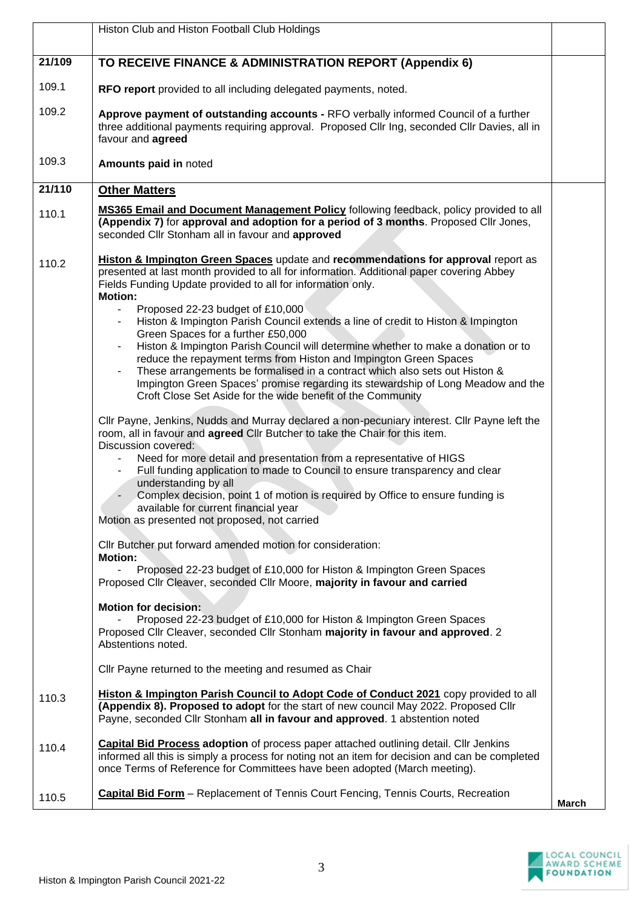| | | |
|---|---|---|
| | Histon Club and Histon Football Club Holdings | |
| **21/109** | **TO RECEIVE FINANCE & ADMINISTRATION REPORT (Appendix 6)** | |
| 109.1 | **RFO report** provided to all including delegated payments, noted. | |
| 109.2 | **Approve payment of outstanding accounts -** RFO verbally informed Council of a further three additional payments requiring approval. Proposed Cllr Ing, seconded Cllr Davies, all in favour and **agreed** | |
| 109.3 | **Amounts paid in** noted | |
| **21/110** | **Other Matters** | |
| 110.1 | **MS365 Email and Document Management Policy** following feedback, policy provided to all **(Appendix 7)** for **approval and adoption for a period of 3 months**. Proposed Cllr Jones, seconded Cllr Stonham all in favour and **approved** | |
| 110.2 | **Histon & Impington Green Spaces** update and **recommendations for approval** report as presented at last month provided to all for information. Additional paper covering Abbey Fields Funding Update provided to all for information only.<br>**Motion:**<br>- Proposed 22-23 budget of £10,000<br>- Histon & Impington Parish Council extends a line of credit to Histon & Impington Green Spaces for a further £50,000<br>- Histon & Impington Parish Council will determine whether to make a donation or to reduce the repayment terms from Histon and Impington Green Spaces<br>- These arrangements be formalised in a contract which also sets out Histon & Impington Green Spaces' promise regarding its stewardship of Long Meadow and the Croft Close Set Aside for the wide benefit of the Community<br><br>Cllr Payne, Jenkins, Nudds and Murray declared a non-pecuniary interest. Cllr Payne left the room, all in favour and **agreed** Cllr Butcher to take the Chair for this item.<br>Discussion covered:<br>- Need for more detail and presentation from a representative of HIGS<br>- Full funding application to made to Council to ensure transparency and clear understanding by all<br>- Complex decision, point 1 of motion is required by Office to ensure funding is available for current financial year<br>Motion as presented not proposed, not carried<br><br>Cllr Butcher put forward amended motion for consideration:<br>**Motion:**<br>- Proposed 22-23 budget of £10,000 for Histon & Impington Green Spaces<br>Proposed Cllr Cleaver, seconded Cllr Moore, **majority in favour and carried**<br><br>**Motion for decision:**<br>- Proposed 22-23 budget of £10,000 for Histon & Impington Green Spaces<br>Proposed Cllr Cleaver, seconded Cllr Stonham **majority in favour and approved**. 2 Abstentions noted.<br><br>Cllr Payne returned to the meeting and resumed as Chair | |
| 110.3 | **Histon & Impington Parish Council to Adopt Code of Conduct 2021** copy provided to all **(Appendix 8). Proposed to adopt** for the start of new council May 2022. Proposed Cllr Payne, seconded Cllr Stonham **all in favour and approved**. 1 abstention noted | |
| 110.4 | **Capital Bid Process adoption** of process paper attached outlining detail. Cllr Jenkins informed all this is simply a process for noting not an item for decision and can be completed once Terms of Reference for Committees have been adopted (March meeting). | |
| 110.5 | **Capital Bid Form** – Replacement of Tennis Court Fencing, Tennis Courts, Recreation | **March** |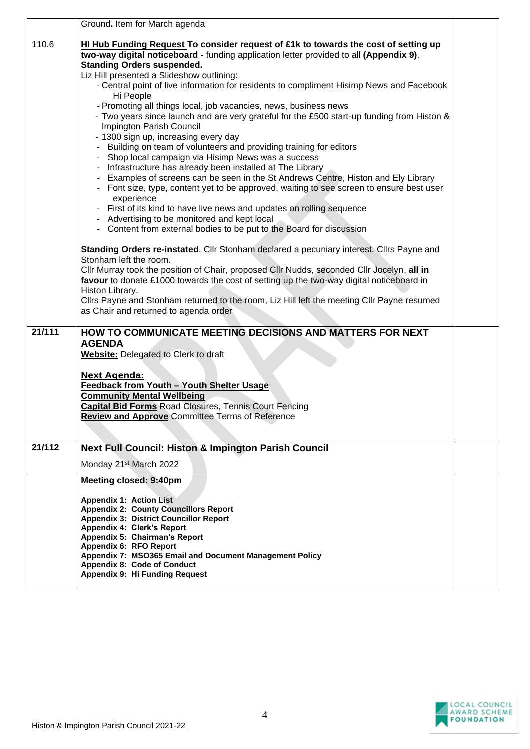| | | |
|---|---|---|
| | Ground. Item for March agenda | |
| 110.6 | **HI Hub Funding Request To consider request of £1k to towards the cost of setting up two-way digital noticeboard** - funding application letter provided to all **(Appendix 9)**.<br>**Standing Orders suspended.**<br>Liz Hill presented a Slideshow outlining:<br>- Central point of live information for residents to compliment Hisimp News and Facebook Hi People<br>- Promoting all things local, job vacancies, news, business news<br>- Two years since launch and are very grateful for the £500 start-up funding from Histon & Impington Parish Council<br>- 1300 sign up, increasing every day<br>- Building on team of volunteers and providing training for editors<br>- Shop local campaign via Hisimp News was a success<br>- Infrastructure has already been installed at The Library<br>- Examples of screens can be seen in the St Andrews Centre, Histon and Ely Library<br>- Font size, type, content yet to be approved, waiting to see screen to ensure best user experience<br>- First of its kind to have live news and updates on rolling sequence<br>- Advertising to be monitored and kept local<br>- Content from external bodies to be put to the Board for discussion<br><br>**Standing Orders re-instated**. Cllr Stonham declared a pecuniary interest. Cllrs Payne and Stonham left the room.<br>Cllr Murray took the position of Chair, proposed Cllr Nudds, seconded Cllr Jocelyn, **all in favour** to donate £1000 towards the cost of setting up the two-way digital noticeboard in Histon Library.<br>Cllrs Payne and Stonham returned to the room, Liz Hill left the meeting Cllr Payne resumed as Chair and returned to agenda order | |
| **21/111** | **HOW TO COMMUNICATE MEETING DECISIONS AND MATTERS FOR NEXT AGENDA**<br>**Website:** Delegated to Clerk to draft<br><br>**Next Agenda:**<br>**Feedback from Youth – Youth Shelter Usage**<br>**Community Mental Wellbeing**<br>**Capital Bid Forms** Road Closures, Tennis Court Fencing<br>**Review and Approve** Committee Terms of Reference | |
| **21/112** | **Next Full Council: Histon & Impington Parish Council**<br><br>Monday 21st March 2022 | |
| | **Meeting closed: 9:40pm**<br><br>**Appendix 1: Action List**<br>**Appendix 2: County Councillors Report**<br>**Appendix 3: District Councillor Report**<br>**Appendix 4: Clerk's Report**<br>**Appendix 5: Chairman's Report**<br>**Appendix 6: RFO Report**<br>**Appendix 7: MSO365 Email and Document Management Policy**<br>**Appendix 8: Code of Conduct**<br>**Appendix 9: Hi Funding Request** | |